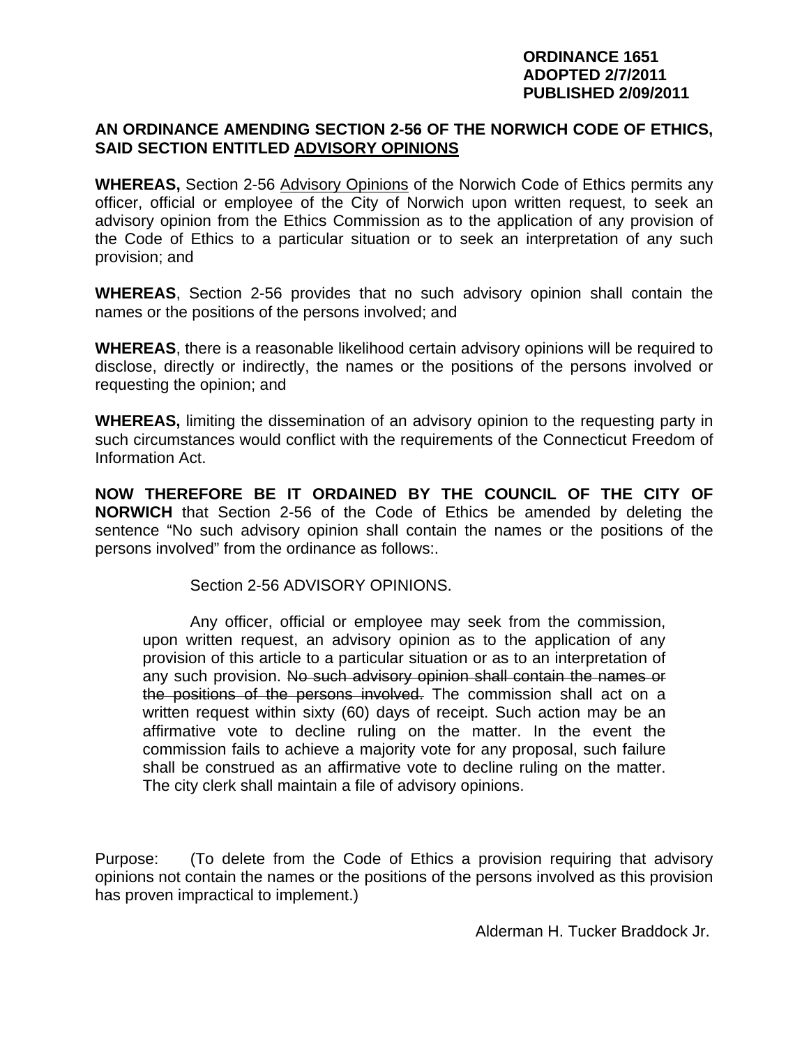**ORDINANCE 1651**
**ADOPTED 2/7/2011**
**PUBLISHED 2/09/2011**

**AN ORDINANCE AMENDING SECTION 2-56 OF THE NORWICH CODE OF ETHICS, SAID SECTION ENTITLED <u>ADVISORY OPINIONS</u>**

**WHEREAS,** Section 2-56 <u>Advisory Opinions</u> of the Norwich Code of Ethics permits any officer, official or employee of the City of Norwich upon written request, to seek an advisory opinion from the Ethics Commission as to the application of any provision of the Code of Ethics to a particular situation or to seek an interpretation of any such provision; and

**WHEREAS**, Section 2-56 provides that no such advisory opinion shall contain the names or the positions of the persons involved; and

**WHEREAS**, there is a reasonable likelihood certain advisory opinions will be required to disclose, directly or indirectly, the names or the positions of the persons involved or requesting the opinion; and

**WHEREAS,** limiting the dissemination of an advisory opinion to the requesting party in such circumstances would conflict with the requirements of the Connecticut Freedom of Information Act.

**NOW THEREFORE BE IT ORDAINED BY THE COUNCIL OF THE CITY OF NORWICH** that Section 2-56 of the Code of Ethics be amended by deleting the sentence "No such advisory opinion shall contain the names or the positions of the persons involved" from the ordinance as follows:.

Section 2-56 ADVISORY OPINIONS.

> Any officer, official or employee may seek from the commission, upon written request, an advisory opinion as to the application of any provision of this article to a particular situation or as to an interpretation of any such provision. ~~No such advisory opinion shall contain the names or the positions of the persons involved.~~ The commission shall act on a written request within sixty (60) days of receipt. Such action may be an affirmative vote to decline ruling on the matter. In the event the commission fails to achieve a majority vote for any proposal, such failure shall be construed as an affirmative vote to decline ruling on the matter. The city clerk shall maintain a file of advisory opinions.

Purpose: (To delete from the Code of Ethics a provision requiring that advisory opinions not contain the names or the positions of the persons involved as this provision has proven impractical to implement.)

Alderman H. Tucker Braddock Jr.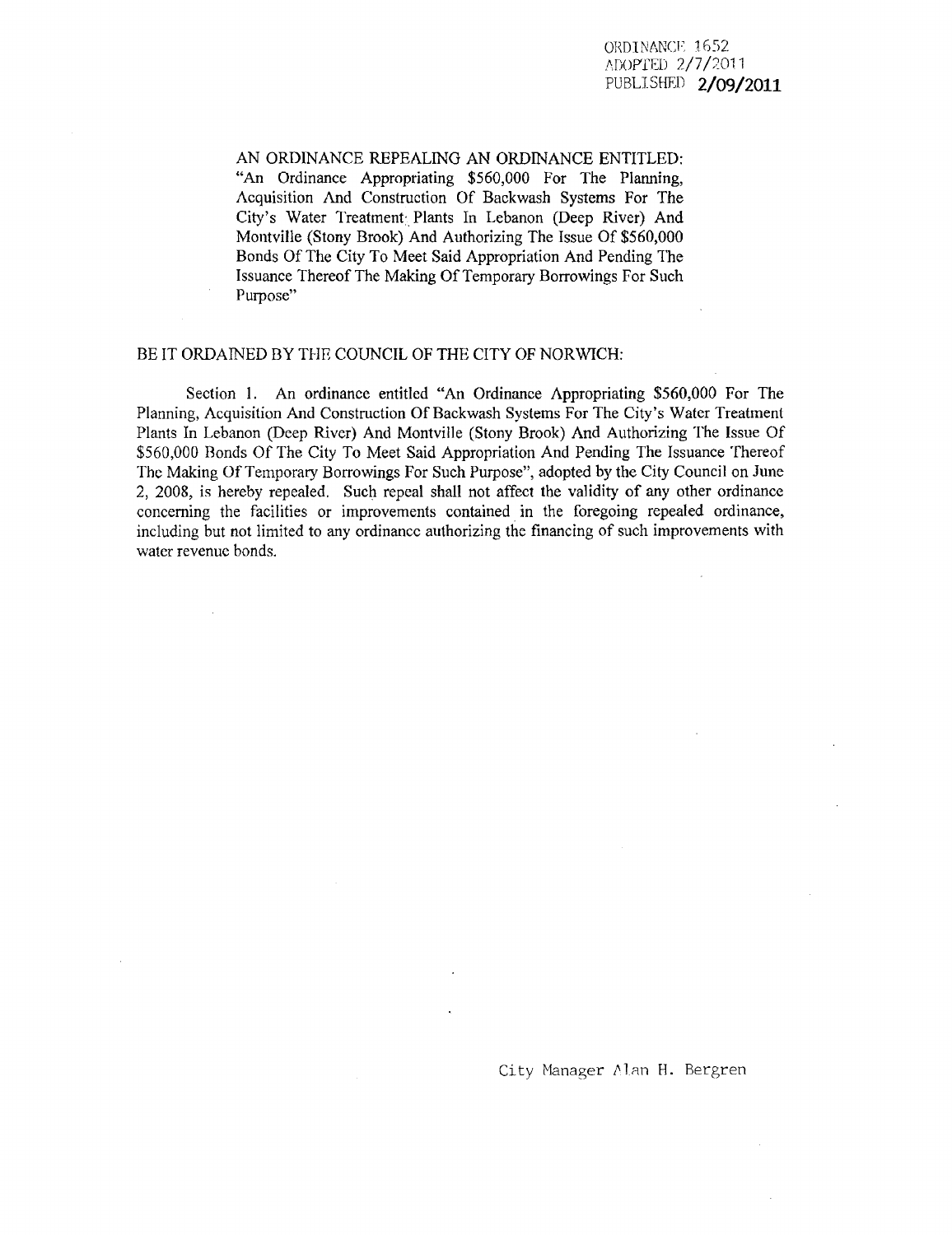ORDINANCE 1652
ADOPTED 2/7/2011
PUBLISHED **2/09/2011**

AN ORDINANCE REPEALING AN ORDINANCE ENTITLED: "An Ordinance Appropriating $560,000 For The Planning, Acquisition And Construction Of Backwash Systems For The City's Water Treatment Plants In Lebanon (Deep River) And Montville (Stony Brook) And Authorizing The Issue Of $560,000 Bonds Of The City To Meet Said Appropriation And Pending The Issuance Thereof The Making Of Temporary Borrowings For Such Purpose"

BE IT ORDAINED BY THE COUNCIL OF THE CITY OF NORWICH:

Section 1. An ordinance entitled "An Ordinance Appropriating $560,000 For The Planning, Acquisition And Construction Of Backwash Systems For The City's Water Treatment Plants In Lebanon (Deep River) And Montville (Stony Brook) And Authorizing The Issue Of $560,000 Bonds Of The City To Meet Said Appropriation And Pending The Issuance Thereof The Making Of Temporary Borrowings For Such Purpose", adopted by the City Council on June 2, 2008, is hereby repealed. Such repeal shall not affect the validity of any other ordinance concerning the facilities or improvements contained in the foregoing repealed ordinance, including but not limited to any ordinance authorizing the financing of such improvements with water revenue bonds.

City Manager Alan H. Bergren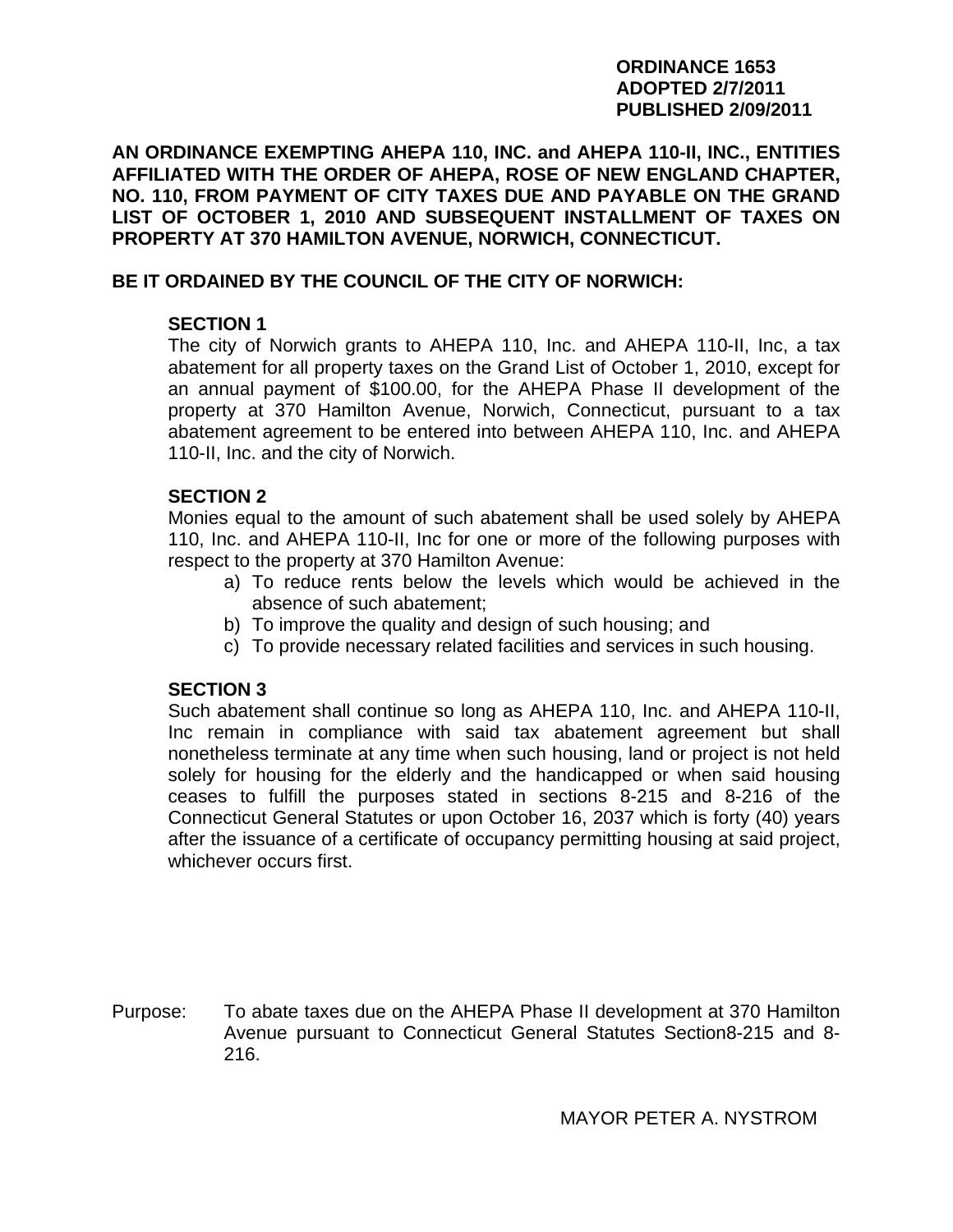**ORDINANCE 1653**
**ADOPTED 2/7/2011**
**PUBLISHED 2/09/2011**

**AN ORDINANCE EXEMPTING AHEPA 110, INC. and AHEPA 110-II, INC., ENTITIES AFFILIATED WITH THE ORDER OF AHEPA, ROSE OF NEW ENGLAND CHAPTER, NO. 110, FROM PAYMENT OF CITY TAXES DUE AND PAYABLE ON THE GRAND LIST OF OCTOBER 1, 2010 AND SUBSEQUENT INSTALLMENT OF TAXES ON PROPERTY AT 370 HAMILTON AVENUE, NORWICH, CONNECTICUT.**

**BE IT ORDAINED BY THE COUNCIL OF THE CITY OF NORWICH:**

**SECTION 1**

The city of Norwich grants to AHEPA 110, Inc. and AHEPA 110-II, Inc, a tax abatement for all property taxes on the Grand List of October 1, 2010, except for an annual payment of $100.00, for the AHEPA Phase II development of the property at 370 Hamilton Avenue, Norwich, Connecticut, pursuant to a tax abatement agreement to be entered into between AHEPA 110, Inc. and AHEPA 110-II, Inc. and the city of Norwich.

**SECTION 2**

Monies equal to the amount of such abatement shall be used solely by AHEPA 110, Inc. and AHEPA 110-II, Inc for one or more of the following purposes with respect to the property at 370 Hamilton Avenue:

a) To reduce rents below the levels which would be achieved in the absence of such abatement;
b) To improve the quality and design of such housing; and
c) To provide necessary related facilities and services in such housing.

**SECTION 3**

Such abatement shall continue so long as AHEPA 110, Inc. and AHEPA 110-II, Inc remain in compliance with said tax abatement agreement but shall nonetheless terminate at any time when such housing, land or project is not held solely for housing for the elderly and the handicapped or when said housing ceases to fulfill the purposes stated in sections 8-215 and 8-216 of the Connecticut General Statutes or upon October 16, 2037 which is forty (40) years after the issuance of a certificate of occupancy permitting housing at said project, whichever occurs first.

Purpose: To abate taxes due on the AHEPA Phase II development at 370 Hamilton Avenue pursuant to Connecticut General Statutes Section8-215 and 8-216.

MAYOR PETER A. NYSTROM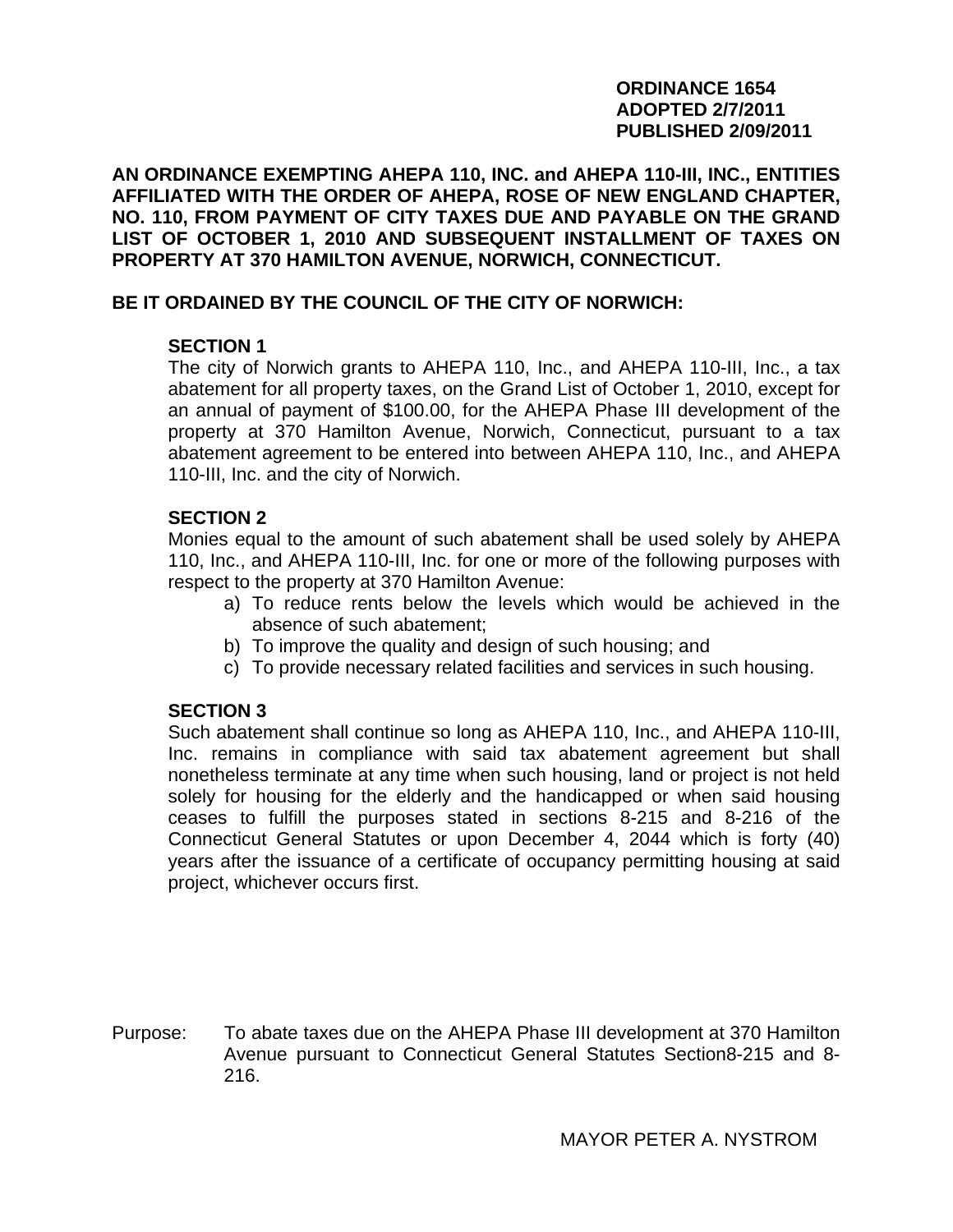**ORDINANCE 1654**
**ADOPTED 2/7/2011**
**PUBLISHED 2/09/2011**

**AN ORDINANCE EXEMPTING AHEPA 110, INC. and AHEPA 110-III, INC., ENTITIES AFFILIATED WITH THE ORDER OF AHEPA, ROSE OF NEW ENGLAND CHAPTER, NO. 110, FROM PAYMENT OF CITY TAXES DUE AND PAYABLE ON THE GRAND LIST OF OCTOBER 1, 2010 AND SUBSEQUENT INSTALLMENT OF TAXES ON PROPERTY AT 370 HAMILTON AVENUE, NORWICH, CONNECTICUT.**

**BE IT ORDAINED BY THE COUNCIL OF THE CITY OF NORWICH:**

### SECTION 1

The city of Norwich grants to AHEPA 110, Inc., and AHEPA 110-III, Inc., a tax abatement for all property taxes, on the Grand List of October 1, 2010, except for an annual of payment of $100.00, for the AHEPA Phase III development of the property at 370 Hamilton Avenue, Norwich, Connecticut, pursuant to a tax abatement agreement to be entered into between AHEPA 110, Inc., and AHEPA 110-III, Inc. and the city of Norwich.

### SECTION 2

Monies equal to the amount of such abatement shall be used solely by AHEPA 110, Inc., and AHEPA 110-III, Inc. for one or more of the following purposes with respect to the property at 370 Hamilton Avenue:

a) To reduce rents below the levels which would be achieved in the absence of such abatement;
b) To improve the quality and design of such housing; and
c) To provide necessary related facilities and services in such housing.

### SECTION 3

Such abatement shall continue so long as AHEPA 110, Inc., and AHEPA 110-III, Inc. remains in compliance with said tax abatement agreement but shall nonetheless terminate at any time when such housing, land or project is not held solely for housing for the elderly and the handicapped or when said housing ceases to fulfill the purposes stated in sections 8-215 and 8-216 of the Connecticut General Statutes or upon December 4, 2044 which is forty (40) years after the issuance of a certificate of occupancy permitting housing at said project, whichever occurs first.

Purpose: To abate taxes due on the AHEPA Phase III development at 370 Hamilton Avenue pursuant to Connecticut General Statutes Section8-215 and 8-216.

MAYOR PETER A. NYSTROM